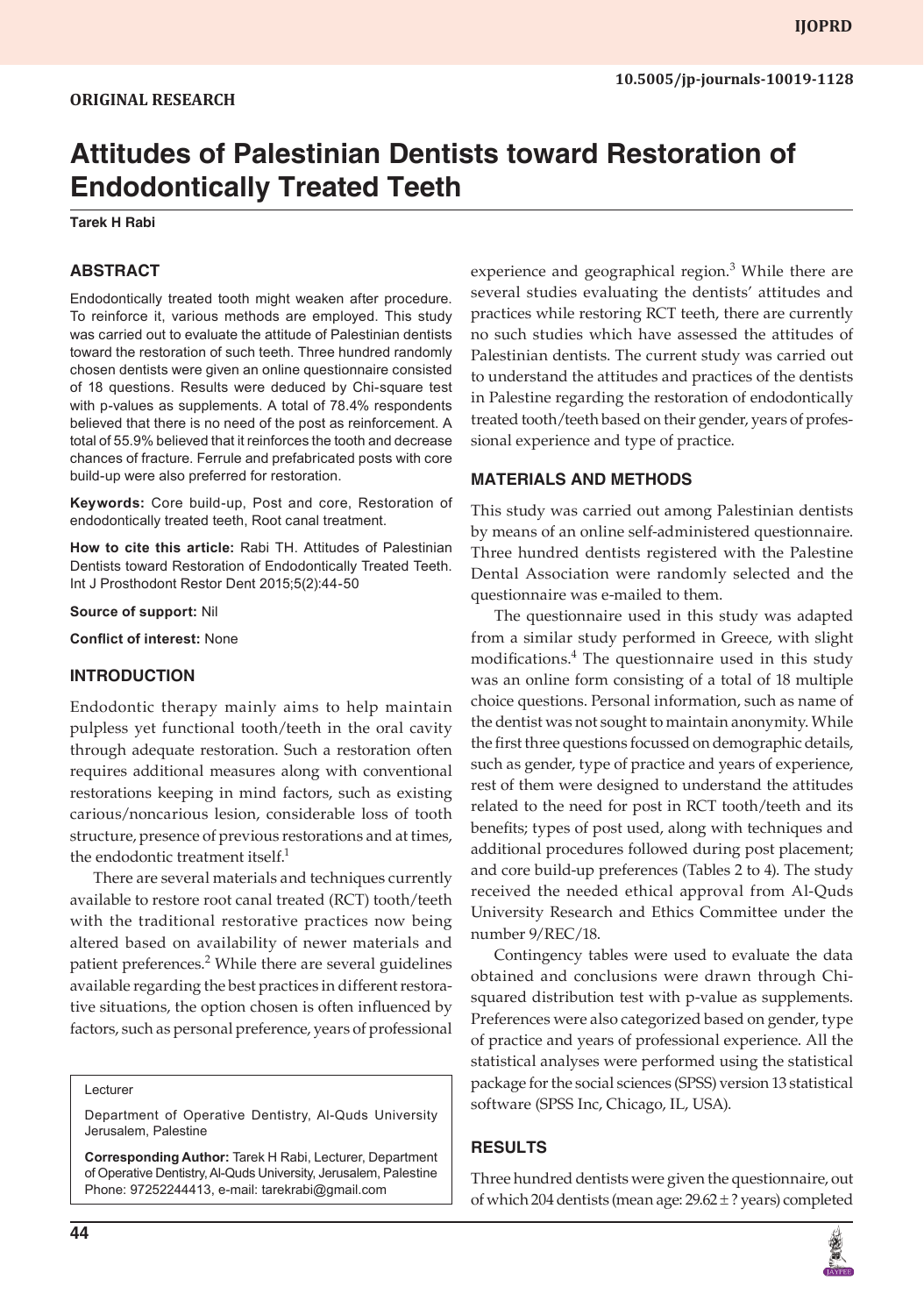ORIGINAL RESEARCH

10.5005/jp-journals-10019-1128

# Attitudes of Palestinian Dentists toward Restoration of Endodontically Treated Teeth

**Tarek H Rabi**

## ABSTRACT

Endodontically treated tooth might weaken after procedure. To reinforce it, various methods are employed. This study was carried out to evaluate the attitude of Palestinian dentists toward the restoration of such teeth. Three hundred randomly chosen dentists were given an online questionnaire consisted of 18 questions. Results were deduced by Chi-square test with p-values as supplements. A total of 78.4% respondents believed that there is no need of the post as reinforcement. A total of 55.9% believed that it reinforces the tooth and decrease chances of fracture. Ferrule and prefabricated posts with core build-up were also preferred for restoration.

**Keywords:** Core build-up, Post and core, Restoration of endodontically treated teeth, Root canal treatment.

**How to cite this article:** Rabi TH. Attitudes of Palestinian Dentists toward Restoration of Endodontically Treated Teeth. Int J Prosthodont Restor Dent 2015;5(2):44-50

**Source of support:** Nil

**Conflict of interest:** None

## INTRODUCTION

Endodontic therapy mainly aims to help maintain pulpless yet functional tooth/teeth in the oral cavity through adequate restoration. Such a restoration often requires additional measures along with conventional restorations keeping in mind factors, such as existing carious/noncarious lesion, considerable loss of tooth structure, presence of previous restorations and at times, the endodontic treatment itself.[1]

There are several materials and techniques currently available to restore root canal treated (RCT) tooth/teeth with the traditional restorative practices now being altered based on availability of newer materials and patient preferences.[2] While there are several guidelines available regarding the best practices in different restorative situations, the option chosen is often influenced by factors, such as personal preference, years of professional experience and geographical region.[3] While there are several studies evaluating the dentists' attitudes and practices while restoring RCT teeth, there are currently no such studies which have assessed the attitudes of Palestinian dentists. The current study was carried out to understand the attitudes and practices of the dentists in Palestine regarding the restoration of endodontically treated tooth/teeth based on their gender, years of professional experience and type of practice.

Lecturer

Department of Operative Dentistry, Al-Quds University Jerusalem, Palestine

**Corresponding Author:** Tarek H Rabi, Lecturer, Department of Operative Dentistry, Al-Quds University, Jerusalem, Palestine Phone: 97252244413, e-mail: tarekrabi@gmail.com

## MATERIALS AND METHODS

This study was carried out among Palestinian dentists by means of an online self-administered questionnaire. Three hundred dentists registered with the Palestine Dental Association were randomly selected and the questionnaire was e-mailed to them.

The questionnaire used in this study was adapted from a similar study performed in Greece, with slight modifications.[4] The questionnaire used in this study was an online form consisting of a total of 18 multiple choice questions. Personal information, such as name of the dentist was not sought to maintain anonymity. While the first three questions focussed on demographic details, such as gender, type of practice and years of experience, rest of them were designed to understand the attitudes related to the need for post in RCT tooth/teeth and its benefits; types of post used, along with techniques and additional procedures followed during post placement; and core build-up preferences (Tables 2 to 4). The study received the needed ethical approval from Al-Quds University Research and Ethics Committee under the number 9/REC/18.

Contingency tables were used to evaluate the data obtained and conclusions were drawn through Chi-squared distribution test with p-value as supplements. Preferences were also categorized based on gender, type of practice and years of professional experience. All the statistical analyses were performed using the statistical package for the social sciences (SPSS) version 13 statistical software (SPSS Inc, Chicago, IL, USA).

## RESULTS

Three hundred dentists were given the questionnaire, out of which 204 dentists (mean age: 29.62 ± ? years) completed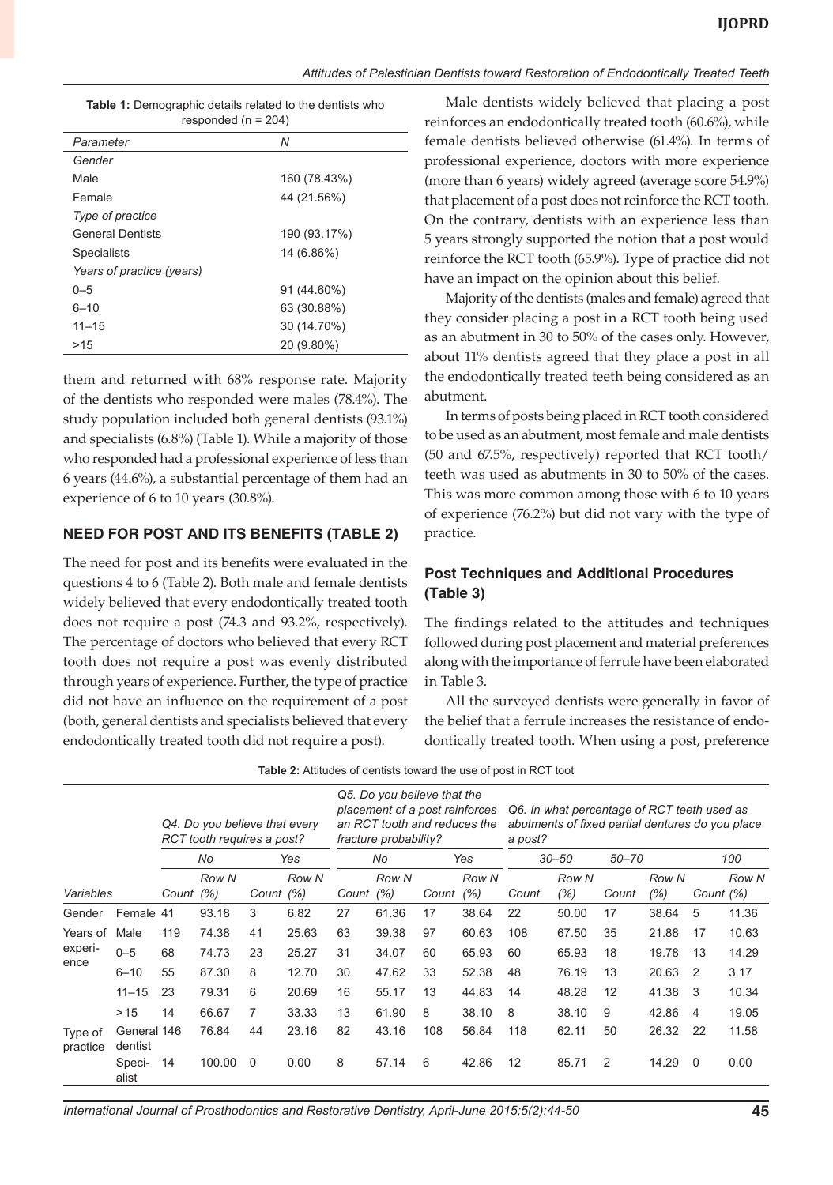**Table 1:** Demographic details related to the dentists who responded (n = 204)

| Parameter | N |
|---|---|
| *Gender* | |
| Male | 160 (78.43%) |
| Female | 44 (21.56%) |
| *Type of practice* | |
| General Dentists | 190 (93.17%) |
| Specialists | 14 (6.86%) |
| *Years of practice (years)* | |
| 0–5 | 91 (44.60%) |
| 6–10 | 63 (30.88%) |
| 11–15 | 30 (14.70%) |
| >15 | 20 (9.80%) |

them and returned with 68% response rate. Majority of the dentists who responded were males (78.4%). The study population included both general dentists (93.1%) and specialists (6.8%) (Table 1). While a majority of those who responded had a professional experience of less than 6 years (44.6%), a substantial percentage of them had an experience of 6 to 10 years (30.8%).

## NEED FOR POST AND ITS BENEFITS (TABLE 2)

The need for post and its benefits were evaluated in the questions 4 to 6 (Table 2). Both male and female dentists widely believed that every endodontically treated tooth does not require a post (74.3 and 93.2%, respectively). The percentage of doctors who believed that every RCT tooth does not require a post was evenly distributed through years of experience. Further, the type of practice did not have an influence on the requirement of a post (both, general dentists and specialists believed that every endodontically treated tooth did not require a post).

Male dentists widely believed that placing a post reinforces an endodontically treated tooth (60.6%), while female dentists believed otherwise (61.4%). In terms of professional experience, doctors with more experience (more than 6 years) widely agreed (average score 54.9%) that placement of a post does not reinforce the RCT tooth. On the contrary, dentists with an experience less than 5 years strongly supported the notion that a post would reinforce the RCT tooth (65.9%). Type of practice did not have an impact on the opinion about this belief.

Majority of the dentists (males and female) agreed that they consider placing a post in a RCT tooth being used as an abutment in 30 to 50% of the cases only. However, about 11% dentists agreed that they place a post in all the endodontically treated teeth being considered as an abutment.

In terms of posts being placed in RCT tooth considered to be used as an abutment, most female and male dentists (50 and 67.5%, respectively) reported that RCT tooth/teeth was used as abutments in 30 to 50% of the cases. This was more common among those with 6 to 10 years of experience (76.2%) but did not vary with the type of practice.

### Post Techniques and Additional Procedures (Table 3)

The findings related to the attitudes and techniques followed during post placement and material preferences along with the importance of ferrule have been elaborated in Table 3.

All the surveyed dentists were generally in favor of the belief that a ferrule increases the resistance of endodontically treated tooth. When using a post, preference

**Table 2:** Attitudes of dentists toward the use of post in RCT toot

| | | Q4. Do you believe that every RCT tooth requires a post? | | | | Q5. Do you believe that the placement of a post reinforces an RCT tooth and reduces the fracture probability? | | | | Q6. In what percentage of RCT teeth used as abutments of fixed partial dentures do you place a post? | | | | | |
|---|---|---|---|---|---|---|---|---|---|---|---|---|---|---|---|
| | | No | | Yes | | No | | Yes | | 30–50 | | 50–70 | | 100 | |
| Variables | | Count | Row N (%) | Count | Row N (%) | Count | Row N (%) | Count | Row N (%) | Count | Row N (%) | Count | Row N (%) | Count | Row N (%) |
| Gender | Female | 41 | 93.18 | 3 | 6.82 | 27 | 61.36 | 17 | 38.64 | 22 | 50.00 | 17 | 38.64 | 5 | 11.36 |
| | Male | 119 | 74.38 | 41 | 25.63 | 63 | 39.38 | 97 | 60.63 | 108 | 67.50 | 35 | 21.88 | 17 | 10.63 |
| Years of experience | 0–5 | 68 | 74.73 | 23 | 25.27 | 31 | 34.07 | 60 | 65.93 | 60 | 65.93 | 18 | 19.78 | 13 | 14.29 |
| | 6–10 | 55 | 87.30 | 8 | 12.70 | 30 | 47.62 | 33 | 52.38 | 48 | 76.19 | 13 | 20.63 | 2 | 3.17 |
| | 11–15 | 23 | 79.31 | 6 | 20.69 | 16 | 55.17 | 13 | 44.83 | 14 | 48.28 | 12 | 41.38 | 3 | 10.34 |
| | >15 | 14 | 66.67 | 7 | 33.33 | 13 | 61.90 | 8 | 38.10 | 8 | 38.10 | 9 | 42.86 | 4 | 19.05 |
| Type of practice | General dentist | 146 | 76.84 | 44 | 23.16 | 82 | 43.16 | 108 | 56.84 | 118 | 62.11 | 50 | 26.32 | 22 | 11.58 |
| | Specialist | 14 | 100.00 | 0 | 0.00 | 8 | 57.14 | 6 | 42.86 | 12 | 85.71 | 2 | 14.29 | 0 | 0.00 |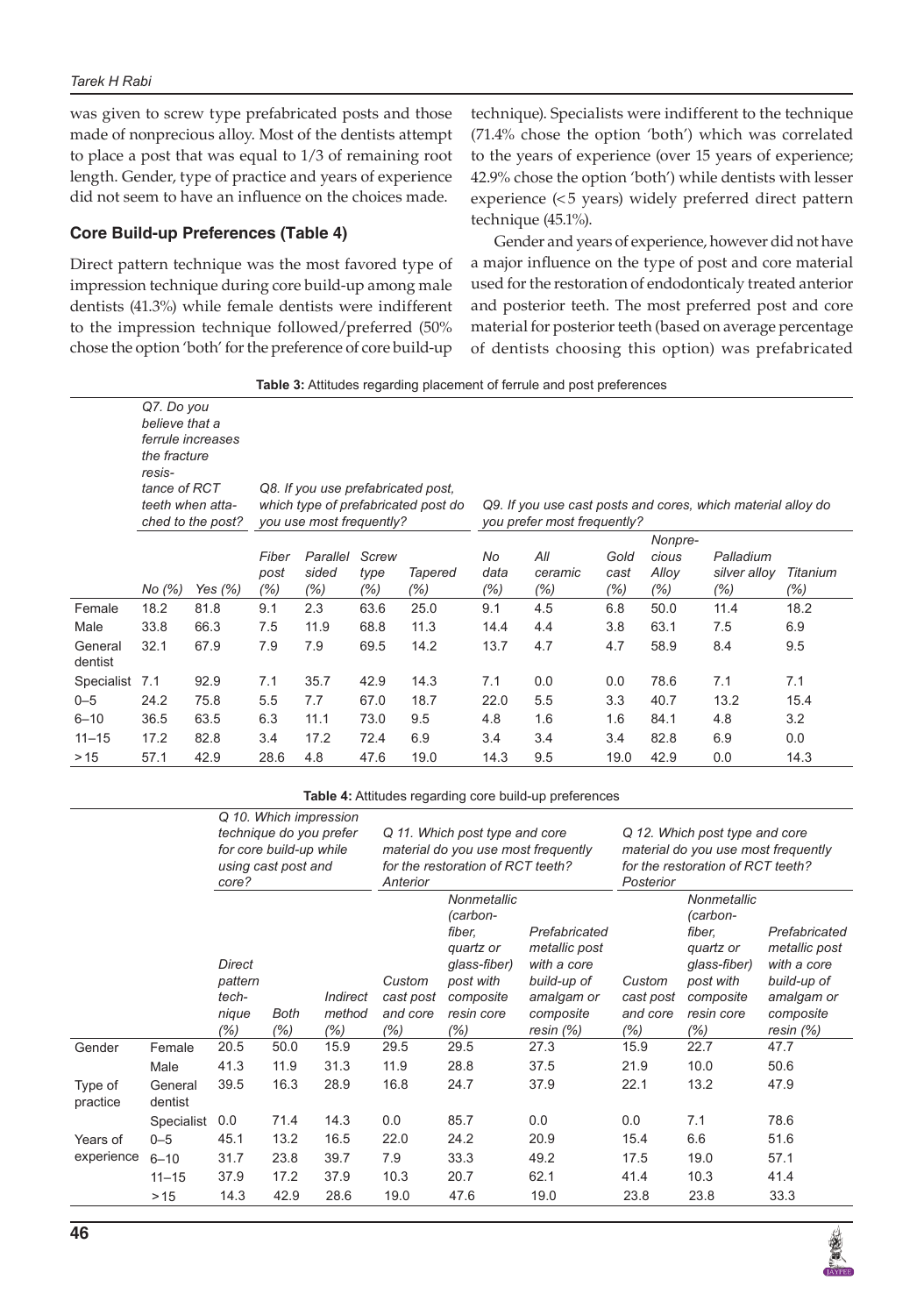was given to screw type prefabricated posts and those made of nonprecious alloy. Most of the dentists attempt to place a post that was equal to 1/3 of remaining root length. Gender, type of practice and years of experience did not seem to have an influence on the choices made.

### Core Build-up Preferences (Table 4)

Direct pattern technique was the most favored type of impression technique during core build-up among male dentists (41.3%) while female dentists were indifferent to the impression technique followed/preferred (50% chose the option 'both' for the preference of core build-up technique). Specialists were indifferent to the technique (71.4% chose the option 'both') which was correlated to the years of experience (over 15 years of experience; 42.9% chose the option 'both') while dentists with lesser experience (<5 years) widely preferred direct pattern technique (45.1%).

Gender and years of experience, however did not have a major influence on the type of post and core material used for the restoration of endodonticaly treated anterior and posterior teeth. The most preferred post and core material for posterior teeth (based on average percentage of dentists choosing this option) was prefabricated

**Table 3:** Attitudes regarding placement of ferrule and post preferences

| | *Q7. Do you believe that a ferrule increases the fracture resistance of RCT teeth when attached to the post?* | | *Q8. If you use prefabricated post, which type of prefabricated post do you use most frequently?* | | | | *Q9. If you use cast posts and cores, which material alloy do you prefer most frequently?* | | | | | |
|---|---|---|---|---|---|---|---|---|---|---|---|---|
| | *No (%)* | *Yes (%)* | *Fiber post (%)* | *Parallel sided (%)* | *Screw type (%)* | *Tapered (%)* | *No data (%)* | *All ceramic (%)* | *Gold cast (%)* | *Nonprecious Alloy (%)* | *Palladium silver alloy (%)* | *Titanium (%)* |
| Female | 18.2 | 81.8 | 9.1 | 2.3 | 63.6 | 25.0 | 9.1 | 4.5 | 6.8 | 50.0 | 11.4 | 18.2 |
| Male | 33.8 | 66.3 | 7.5 | 11.9 | 68.8 | 11.3 | 14.4 | 4.4 | 3.8 | 63.1 | 7.5 | 6.9 |
| General dentist | 32.1 | 67.9 | 7.9 | 7.9 | 69.5 | 14.2 | 13.7 | 4.7 | 4.7 | 58.9 | 8.4 | 9.5 |
| Specialist | 7.1 | 92.9 | 7.1 | 35.7 | 42.9 | 14.3 | 7.1 | 0.0 | 0.0 | 78.6 | 7.1 | 7.1 |
| 0–5 | 24.2 | 75.8 | 5.5 | 7.7 | 67.0 | 18.7 | 22.0 | 5.5 | 3.3 | 40.7 | 13.2 | 15.4 |
| 6–10 | 36.5 | 63.5 | 6.3 | 11.1 | 73.0 | 9.5 | 4.8 | 1.6 | 1.6 | 84.1 | 4.8 | 3.2 |
| 11–15 | 17.2 | 82.8 | 3.4 | 17.2 | 72.4 | 6.9 | 3.4 | 3.4 | 3.4 | 82.8 | 6.9 | 0.0 |
| >15 | 57.1 | 42.9 | 28.6 | 4.8 | 47.6 | 19.0 | 14.3 | 9.5 | 19.0 | 42.9 | 0.0 | 14.3 |

**Table 4:** Attitudes regarding core build-up preferences

| | | *Q 10. Which impression technique do you prefer for core build-up while using cast post and core?* | | | *Q 11. Which post type and core material do you use most frequently for the restoration of RCT teeth? Anterior* | | | *Q 12. Which post type and core material do you use most frequently for the restoration of RCT teeth? Posterior* | | |
|---|---|---|---|---|---|---|---|---|---|---|
| | | *Direct pattern technique (%)* | *Both (%)* | *Indirect method (%)* | *Custom cast post and core (%)* | *Nonmetallic (carbon-fiber, quartz or glass-fiber) post with composite resin core (%)* | *Prefabricated metallic post with a core build-up of amalgam or composite resin (%)* | *Custom cast post and core (%)* | *Nonmetallic (carbon-fiber, quartz or glass-fiber) post with composite resin core (%)* | *Prefabricated metallic post with a core build-up of amalgam or composite resin (%)* |
| Gender | Female | 20.5 | 50.0 | 15.9 | 29.5 | 29.5 | 27.3 | 15.9 | 22.7 | 47.7 |
| | Male | 41.3 | 11.9 | 31.3 | 11.9 | 28.8 | 37.5 | 21.9 | 10.0 | 50.6 |
| Type of practice | General dentist | 39.5 | 16.3 | 28.9 | 16.8 | 24.7 | 37.9 | 22.1 | 13.2 | 47.9 |
| | Specialist | 0.0 | 71.4 | 14.3 | 0.0 | 85.7 | 0.0 | 0.0 | 7.1 | 78.6 |
| Years of experience | 0–5 | 45.1 | 13.2 | 16.5 | 22.0 | 24.2 | 20.9 | 15.4 | 6.6 | 51.6 |
| | 6–10 | 31.7 | 23.8 | 39.7 | 7.9 | 33.3 | 49.2 | 17.5 | 19.0 | 57.1 |
| | 11–15 | 37.9 | 17.2 | 37.9 | 10.3 | 20.7 | 62.1 | 41.4 | 10.3 | 41.4 |
| | >15 | 14.3 | 42.9 | 28.6 | 19.0 | 47.6 | 19.0 | 23.8 | 23.8 | 33.3 |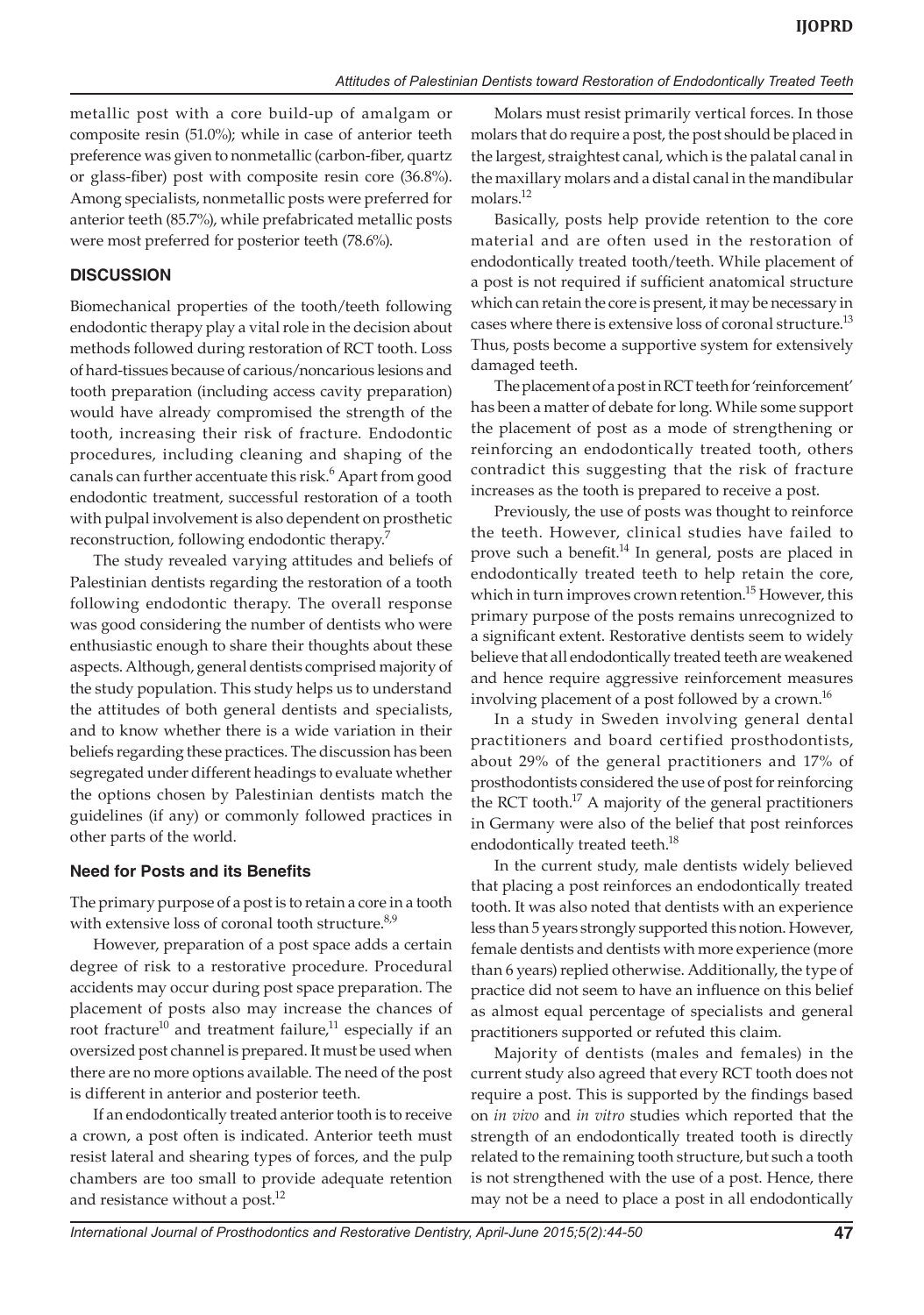metallic post with a core build-up of amalgam or composite resin (51.0%); while in case of anterior teeth preference was given to nonmetallic (carbon-fiber, quartz or glass-fiber) post with composite resin core (36.8%). Among specialists, nonmetallic posts were preferred for anterior teeth (85.7%), while prefabricated metallic posts were most preferred for posterior teeth (78.6%).

## DISCUSSION

Biomechanical properties of the tooth/teeth following endodontic therapy play a vital role in the decision about methods followed during restoration of RCT tooth. Loss of hard-tissues because of carious/noncarious lesions and tooth preparation (including access cavity preparation) would have already compromised the strength of the tooth, increasing their risk of fracture. Endodontic procedures, including cleaning and shaping of the canals can further accentuate this risk.[6] Apart from good endodontic treatment, successful restoration of a tooth with pulpal involvement is also dependent on prosthetic reconstruction, following endodontic therapy.[7]

The study revealed varying attitudes and beliefs of Palestinian dentists regarding the restoration of a tooth following endodontic therapy. The overall response was good considering the number of dentists who were enthusiastic enough to share their thoughts about these aspects. Although, general dentists comprised majority of the study population. This study helps us to understand the attitudes of both general dentists and specialists, and to know whether there is a wide variation in their beliefs regarding these practices. The discussion has been segregated under different headings to evaluate whether the options chosen by Palestinian dentists match the guidelines (if any) or commonly followed practices in other parts of the world.

### Need for Posts and its Benefits

The primary purpose of a post is to retain a core in a tooth with extensive loss of coronal tooth structure.[8,9]

However, preparation of a post space adds a certain degree of risk to a restorative procedure. Procedural accidents may occur during post space preparation. The placement of posts also may increase the chances of root fracture[10] and treatment failure,[11] especially if an oversized post channel is prepared. It must be used when there are no more options available. The need of the post is different in anterior and posterior teeth.

If an endodontically treated anterior tooth is to receive a crown, a post often is indicated. Anterior teeth must resist lateral and shearing types of forces, and the pulp chambers are too small to provide adequate retention and resistance without a post.[12]

Molars must resist primarily vertical forces. In those molars that do require a post, the post should be placed in the largest, straightest canal, which is the palatal canal in the maxillary molars and a distal canal in the mandibular molars.[12]

Basically, posts help provide retention to the core material and are often used in the restoration of endodontically treated tooth/teeth. While placement of a post is not required if sufficient anatomical structure which can retain the core is present, it may be necessary in cases where there is extensive loss of coronal structure.[13] Thus, posts become a supportive system for extensively damaged teeth.

The placement of a post in RCT teeth for 'reinforcement' has been a matter of debate for long. While some support the placement of post as a mode of strengthening or reinforcing an endodontically treated tooth, others contradict this suggesting that the risk of fracture increases as the tooth is prepared to receive a post.

Previously, the use of posts was thought to reinforce the teeth. However, clinical studies have failed to prove such a benefit.[14] In general, posts are placed in endodontically treated teeth to help retain the core, which in turn improves crown retention.[15] However, this primary purpose of the posts remains unrecognized to a significant extent. Restorative dentists seem to widely believe that all endodontically treated teeth are weakened and hence require aggressive reinforcement measures involving placement of a post followed by a crown.[16]

In a study in Sweden involving general dental practitioners and board certified prosthodontists, about 29% of the general practitioners and 17% of prosthodontists considered the use of post for reinforcing the RCT tooth.[17] A majority of the general practitioners in Germany were also of the belief that post reinforces endodontically treated teeth.[18]

In the current study, male dentists widely believed that placing a post reinforces an endodontically treated tooth. It was also noted that dentists with an experience less than 5 years strongly supported this notion. However, female dentists and dentists with more experience (more than 6 years) replied otherwise. Additionally, the type of practice did not seem to have an influence on this belief as almost equal percentage of specialists and general practitioners supported or refuted this claim.

Majority of dentists (males and females) in the current study also agreed that every RCT tooth does not require a post. This is supported by the findings based on *in vivo* and *in vitro* studies which reported that the strength of an endodontically treated tooth is directly related to the remaining tooth structure, but such a tooth is not strengthened with the use of a post. Hence, there may not be a need to place a post in all endodontically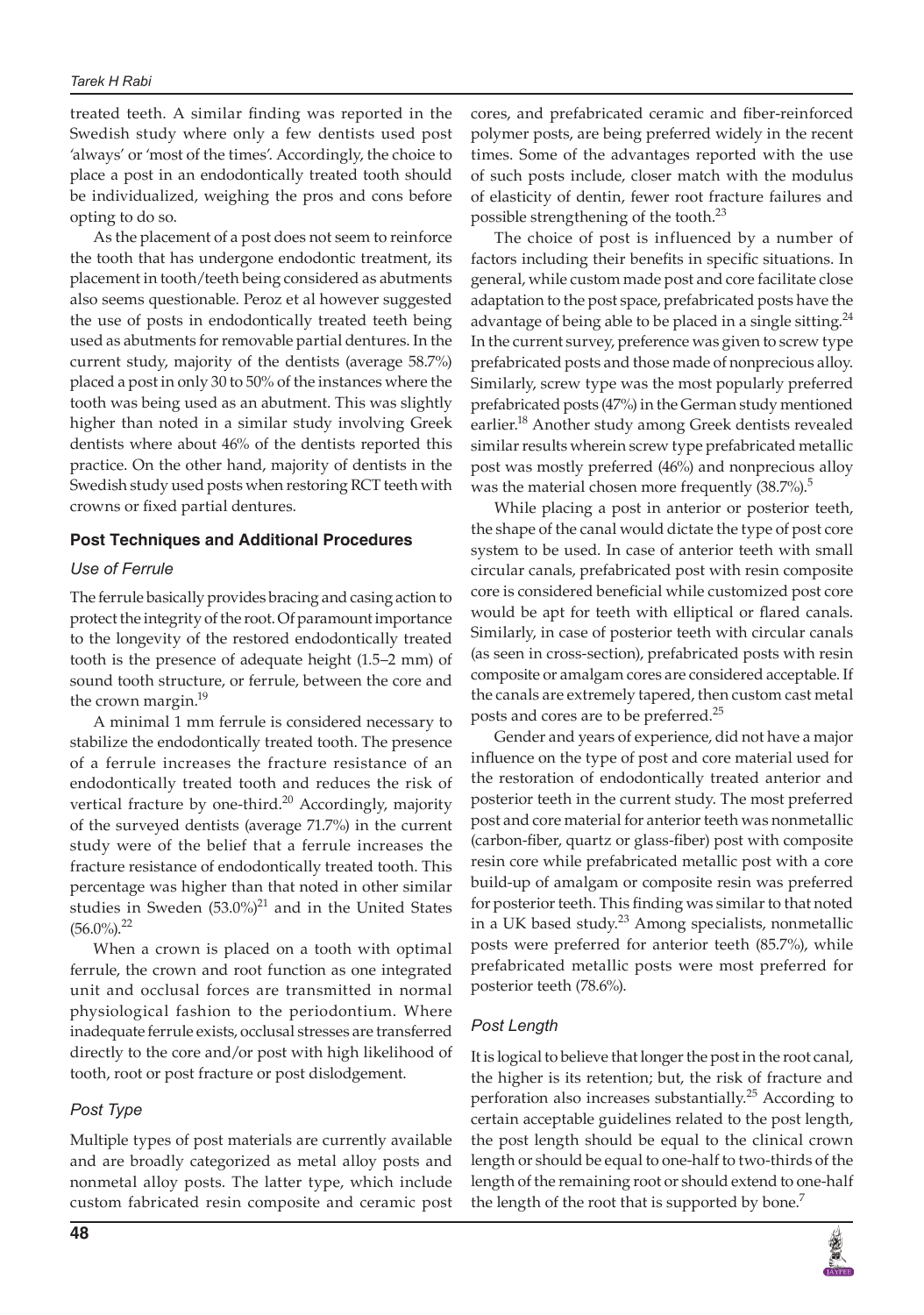treated teeth. A similar finding was reported in the Swedish study where only a few dentists used post 'always' or 'most of the times'. Accordingly, the choice to place a post in an endodontically treated tooth should be individualized, weighing the pros and cons before opting to do so.

As the placement of a post does not seem to reinforce the tooth that has undergone endodontic treatment, its placement in tooth/teeth being considered as abutments also seems questionable. Peroz et al however suggested the use of posts in endodontically treated teeth being used as abutments for removable partial dentures. In the current study, majority of the dentists (average 58.7%) placed a post in only 30 to 50% of the instances where the tooth was being used as an abutment. This was slightly higher than noted in a similar study involving Greek dentists where about 46% of the dentists reported this practice. On the other hand, majority of dentists in the Swedish study used posts when restoring RCT teeth with crowns or fixed partial dentures.

### Post Techniques and Additional Procedures

#### *Use of Ferrule*

The ferrule basically provides bracing and casing action to protect the integrity of the root. Of paramount importance to the longevity of the restored endodontically treated tooth is the presence of adequate height (1.5–2 mm) of sound tooth structure, or ferrule, between the core and the crown margin.[19]

A minimal 1 mm ferrule is considered necessary to stabilize the endodontically treated tooth. The presence of a ferrule increases the fracture resistance of an endodontically treated tooth and reduces the risk of vertical fracture by one-third.[20] Accordingly, majority of the surveyed dentists (average 71.7%) in the current study were of the belief that a ferrule increases the fracture resistance of endodontically treated tooth. This percentage was higher than that noted in other similar studies in Sweden (53.0%)[21] and in the United States (56.0%).[22]

When a crown is placed on a tooth with optimal ferrule, the crown and root function as one integrated unit and occlusal forces are transmitted in normal physiological fashion to the periodontium. Where inadequate ferrule exists, occlusal stresses are transferred directly to the core and/or post with high likelihood of tooth, root or post fracture or post dislodgement.

#### *Post Type*

Multiple types of post materials are currently available and are broadly categorized as metal alloy posts and nonmetal alloy posts. The latter type, which include custom fabricated resin composite and ceramic post cores, and prefabricated ceramic and fiber-reinforced polymer posts, are being preferred widely in the recent times. Some of the advantages reported with the use of such posts include, closer match with the modulus of elasticity of dentin, fewer root fracture failures and possible strengthening of the tooth.[23]

The choice of post is influenced by a number of factors including their benefits in specific situations. In general, while custom made post and core facilitate close adaptation to the post space, prefabricated posts have the advantage of being able to be placed in a single sitting.[24] In the current survey, preference was given to screw type prefabricated posts and those made of nonprecious alloy. Similarly, screw type was the most popularly preferred prefabricated posts (47%) in the German study mentioned earlier.[18] Another study among Greek dentists revealed similar results wherein screw type prefabricated metallic post was mostly preferred (46%) and nonprecious alloy was the material chosen more frequently (38.7%).[5]

While placing a post in anterior or posterior teeth, the shape of the canal would dictate the type of post core system to be used. In case of anterior teeth with small circular canals, prefabricated post with resin composite core is considered beneficial while customized post core would be apt for teeth with elliptical or flared canals. Similarly, in case of posterior teeth with circular canals (as seen in cross-section), prefabricated posts with resin composite or amalgam cores are considered acceptable. If the canals are extremely tapered, then custom cast metal posts and cores are to be preferred.[25]

Gender and years of experience, did not have a major influence on the type of post and core material used for the restoration of endodontically treated anterior and posterior teeth in the current study. The most preferred post and core material for anterior teeth was nonmetallic (carbon-fiber, quartz or glass-fiber) post with composite resin core while prefabricated metallic post with a core build-up of amalgam or composite resin was preferred for posterior teeth. This finding was similar to that noted in a UK based study.[23] Among specialists, nonmetallic posts were preferred for anterior teeth (85.7%), while prefabricated metallic posts were most preferred for posterior teeth (78.6%).

#### *Post Length*

It is logical to believe that longer the post in the root canal, the higher is its retention; but, the risk of fracture and perforation also increases substantially.[25] According to certain acceptable guidelines related to the post length, the post length should be equal to the clinical crown length or should be equal to one-half to two-thirds of the length of the remaining root or should extend to one-half the length of the root that is supported by bone.[7]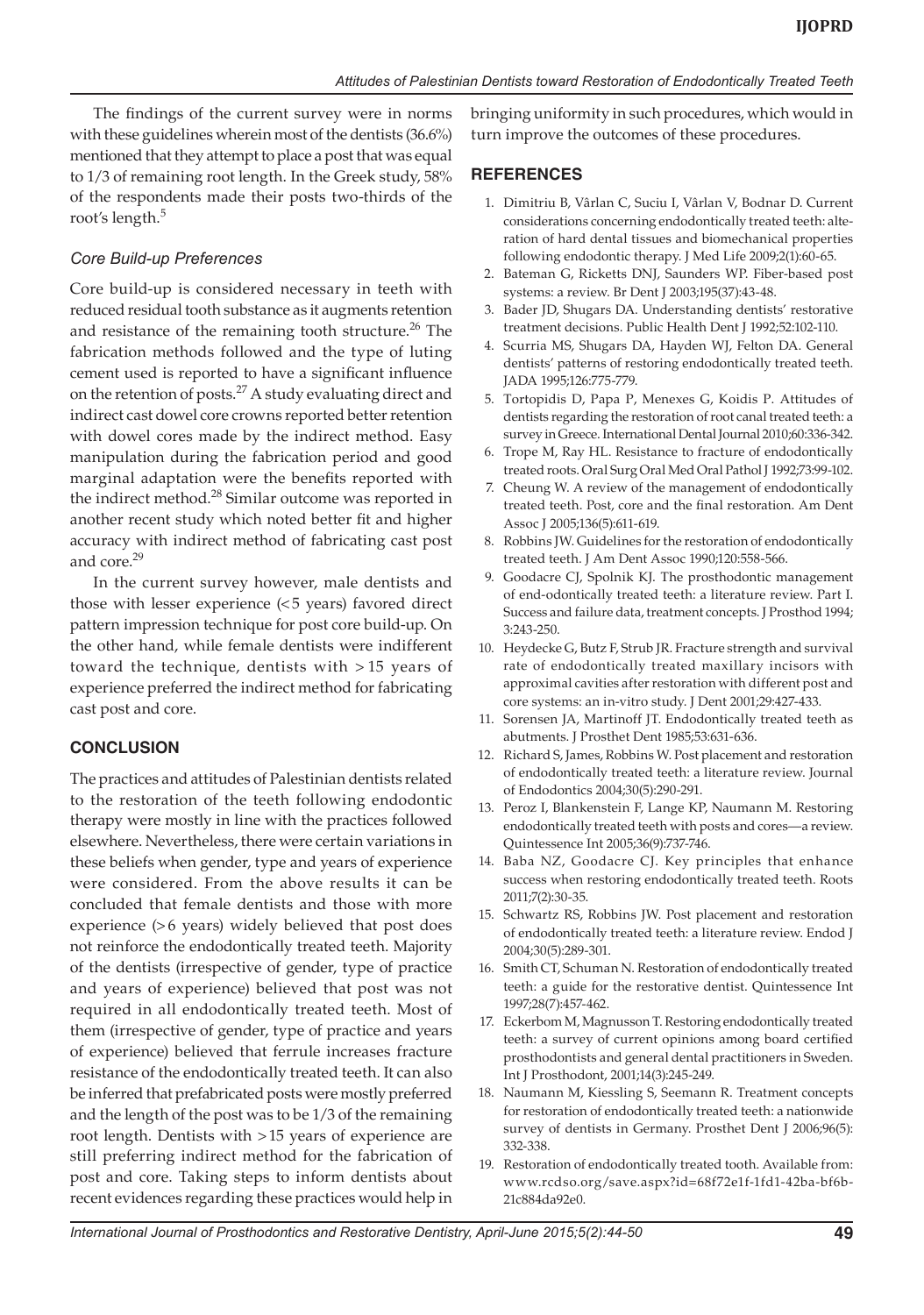The findings of the current survey were in norms with these guidelines wherein most of the dentists (36.6%) mentioned that they attempt to place a post that was equal to 1/3 of remaining root length. In the Greek study, 58% of the respondents made their posts two-thirds of the root's length.[5]

### *Core Build-up Preferences*

Core build-up is considered necessary in teeth with reduced residual tooth substance as it augments retention and resistance of the remaining tooth structure.[26] The fabrication methods followed and the type of luting cement used is reported to have a significant influence on the retention of posts.[27] A study evaluating direct and indirect cast dowel core crowns reported better retention with dowel cores made by the indirect method. Easy manipulation during the fabrication period and good marginal adaptation were the benefits reported with the indirect method.[28] Similar outcome was reported in another recent study which noted better fit and higher accuracy with indirect method of fabricating cast post and core.[29]

In the current survey however, male dentists and those with lesser experience (<5 years) favored direct pattern impression technique for post core build-up. On the other hand, while female dentists were indifferent toward the technique, dentists with >15 years of experience preferred the indirect method for fabricating cast post and core.

## CONCLUSION

The practices and attitudes of Palestinian dentists related to the restoration of the teeth following endodontic therapy were mostly in line with the practices followed elsewhere. Nevertheless, there were certain variations in these beliefs when gender, type and years of experience were considered. From the above results it can be concluded that female dentists and those with more experience (>6 years) widely believed that post does not reinforce the endodontically treated teeth. Majority of the dentists (irrespective of gender, type of practice and years of experience) believed that post was not required in all endodontically treated teeth. Most of them (irrespective of gender, type of practice and years of experience) believed that ferrule increases fracture resistance of the endodontically treated teeth. It can also be inferred that prefabricated posts were mostly preferred and the length of the post was to be 1/3 of the remaining root length. Dentists with >15 years of experience are still preferring indirect method for the fabrication of post and core. Taking steps to inform dentists about recent evidences regarding these practices would help in bringing uniformity in such procedures, which would in turn improve the outcomes of these procedures.

## REFERENCES

1. Dimitriu B, Vârlan C, Suciu I, Vârlan V, Bodnar D. Current considerations concerning endodontically treated teeth: alteration of hard dental tissues and biomechanical properties following endodontic therapy. J Med Life 2009;2(1):60-65.
2. Bateman G, Ricketts DNJ, Saunders WP. Fiber-based post systems: a review. Br Dent J 2003;195(37):43-48.
3. Bader JD, Shugars DA. Understanding dentists' restorative treatment decisions. Public Health Dent J 1992;52:102-110.
4. Scurria MS, Shugars DA, Hayden WJ, Felton DA. General dentists' patterns of restoring endodontically treated teeth. JADA 1995;126:775-779.
5. Tortopidis D, Papa P, Menexes G, Koidis P. Attitudes of dentists regarding the restoration of root canal treated teeth: a survey in Greece. International Dental Journal 2010;60:336-342.
6. Trope M, Ray HL. Resistance to fracture of endodontically treated roots. Oral Surg Oral Med Oral Pathol J 1992;73:99-102.
7. Cheung W. A review of the management of endodontically treated teeth. Post, core and the final restoration. Am Dent Assoc J 2005;136(5):611-619.
8. Robbins JW. Guidelines for the restoration of endodontically treated teeth. J Am Dent Assoc 1990;120:558-566.
9. Goodacre CJ, Spolnik KJ. The prosthodontic management of end-odontically treated teeth: a literature review. Part I. Success and failure data, treatment concepts. J Prosthod 1994; 3:243-250.
10. Heydecke G, Butz F, Strub JR. Fracture strength and survival rate of endodontically treated maxillary incisors with approximal cavities after restoration with different post and core systems: an in-vitro study. J Dent 2001;29:427-433.
11. Sorensen JA, Martinoff JT. Endodontically treated teeth as abutments. J Prosthet Dent 1985;53:631-636.
12. Richard S, James, Robbins W. Post placement and restoration of endodontically treated teeth: a literature review. Journal of Endodontics 2004;30(5):290-291.
13. Peroz I, Blankenstein F, Lange KP, Naumann M. Restoring endodontically treated teeth with posts and cores—a review. Quintessence Int 2005;36(9):737-746.
14. Baba NZ, Goodacre CJ. Key principles that enhance success when restoring endodontically treated teeth. Roots 2011;7(2):30-35.
15. Schwartz RS, Robbins JW. Post placement and restoration of endodontically treated teeth: a literature review. Endod J 2004;30(5):289-301.
16. Smith CT, Schuman N. Restoration of endodontically treated teeth: a guide for the restorative dentist. Quintessence Int 1997;28(7):457-462.
17. Eckerbom M, Magnusson T. Restoring endodontically treated teeth: a survey of current opinions among board certified prosthodontists and general dental practitioners in Sweden. Int J Prosthodont, 2001;14(3):245-249.
18. Naumann M, Kiessling S, Seemann R. Treatment concepts for restoration of endodontically treated teeth: a nationwide survey of dentists in Germany. Prosthet Dent J 2006;96(5): 332-338.
19. Restoration of endodontically treated tooth. Available from: www.rcdso.org/save.aspx?id=68f72e1f-1fd1-42ba-bf6b-21c884da92e0.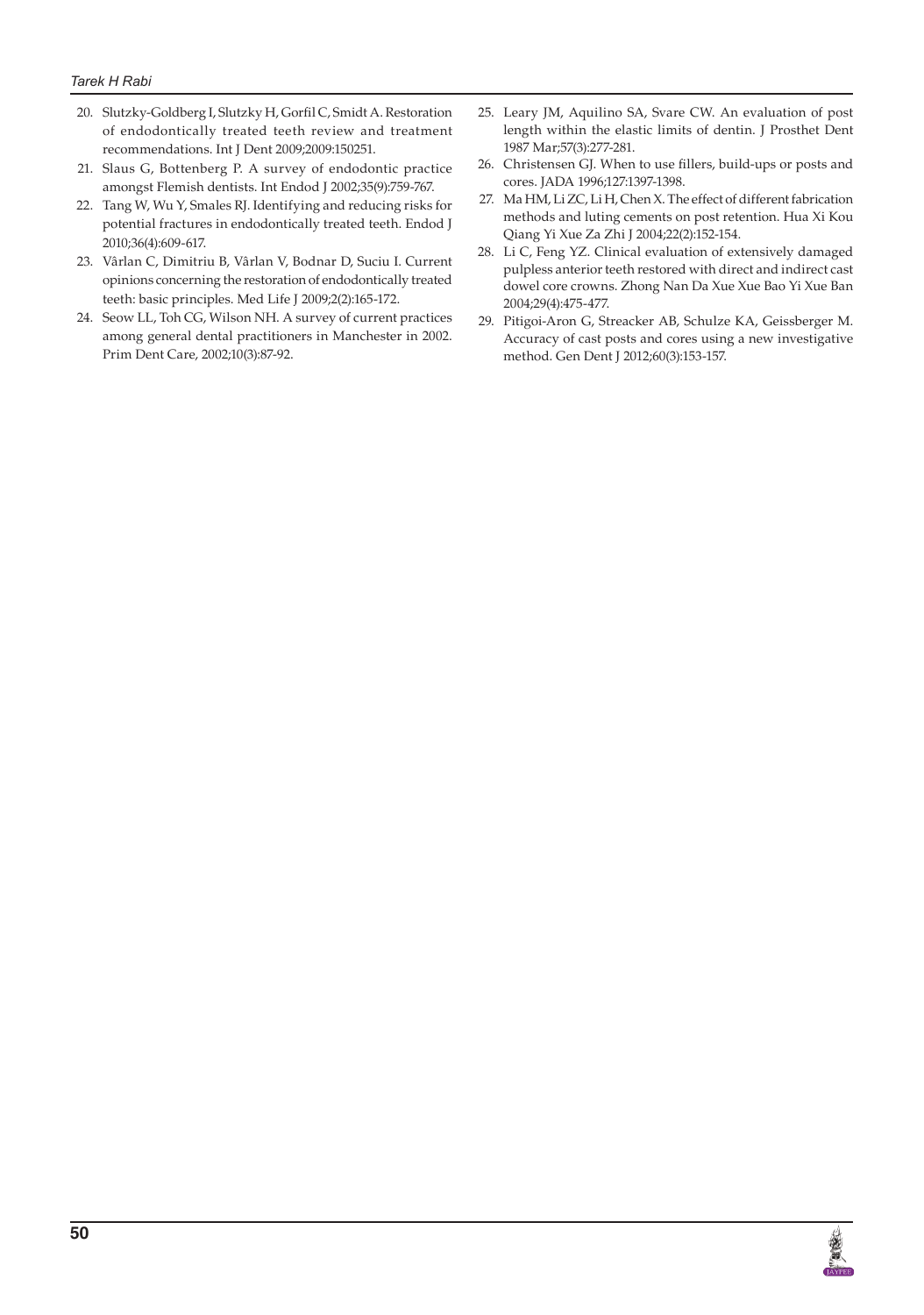20. Slutzky-Goldberg I, Slutzky H, Gorfil C, Smidt A. Restoration of endodontically treated teeth review and treatment recommendations. Int J Dent 2009;2009:150251.
21. Slaus G, Bottenberg P. A survey of endodontic practice amongst Flemish dentists. Int Endod J 2002;35(9):759-767.
22. Tang W, Wu Y, Smales RJ. Identifying and reducing risks for potential fractures in endodontically treated teeth. Endod J 2010;36(4):609-617.
23. Vârlan C, Dimitriu B, Vârlan V, Bodnar D, Suciu I. Current opinions concerning the restoration of endodontically treated teeth: basic principles. Med Life J 2009;2(2):165-172.
24. Seow LL, Toh CG, Wilson NH. A survey of current practices among general dental practitioners in Manchester in 2002. Prim Dent Care, 2002;10(3):87-92.
25. Leary JM, Aquilino SA, Svare CW. An evaluation of post length within the elastic limits of dentin. J Prosthet Dent 1987 Mar;57(3):277-281.
26. Christensen GJ. When to use fillers, build-ups or posts and cores. JADA 1996;127:1397-1398.
27. Ma HM, Li ZC, Li H, Chen X. The effect of different fabrication methods and luting cements on post retention. Hua Xi Kou Qiang Yi Xue Za Zhi J 2004;22(2):152-154.
28. Li C, Feng YZ. Clinical evaluation of extensively damaged pulpless anterior teeth restored with direct and indirect cast dowel core crowns. Zhong Nan Da Xue Xue Bao Yi Xue Ban 2004;29(4):475-477.
29. Pitigoi-Aron G, Streacker AB, Schulze KA, Geissberger M. Accuracy of cast posts and cores using a new investigative method. Gen Dent J 2012;60(3):153-157.